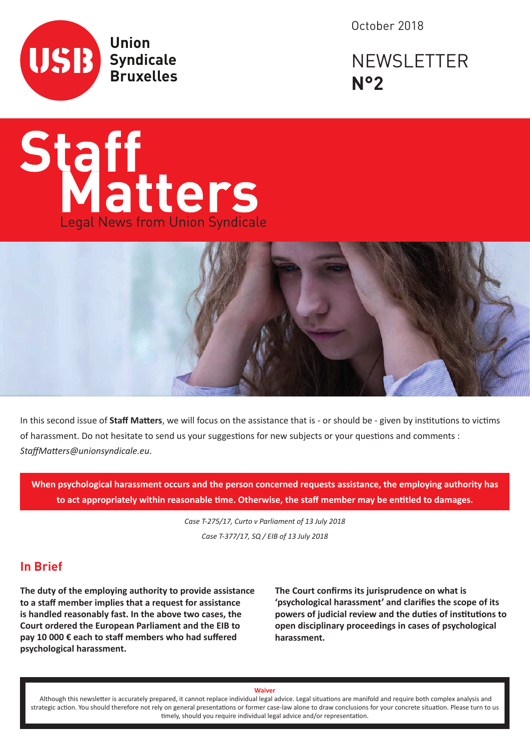Union Syndicale Bruxelles

October 2018

NEWSLETTER **N°2**

# Staff Matters

Legal News from Union Syndicale

In this second issue of **Staff Matters**, we will focus on the assistance that is - or should be - given by institutions to victims of harassment. Do not hesitate to send us your suggestions for new subjects or your questions and comments : *StaffMatters@unionsyndicale.eu*.

**When psychological harassment occurs and the person concerned requests assistance, the employing authority has to act appropriately within reasonable time. Otherwise, the staff member may be entitled to damages.**

*Case T-275/17, Curto v Parliament of 13 July 2018*

*Case T-377/17, SQ / EIB of 13 July 2018*

## In Brief

**The duty of the employing authority to provide assistance to a staff member implies that a request for assistance is handled reasonably fast. In the above two cases, the Court ordered the European Parliament and the EIB to pay 10 000 € each to staff members who had suffered psychological harassment.**

**The Court confirms its jurisprudence on what is 'psychological harassment' and clarifies the scope of its powers of judicial review and the duties of institutions to open disciplinary proceedings in cases of psychological harassment.**

**Waiver**

Although this newsletter is accurately prepared, it cannot replace individual legal advice. Legal situations are manifold and require both complex analysis and strategic action. You should therefore not rely on general presentations or former case-law alone to draw conclusions for your concrete situation. Please turn to us timely, should you require individual legal advice and/or representation.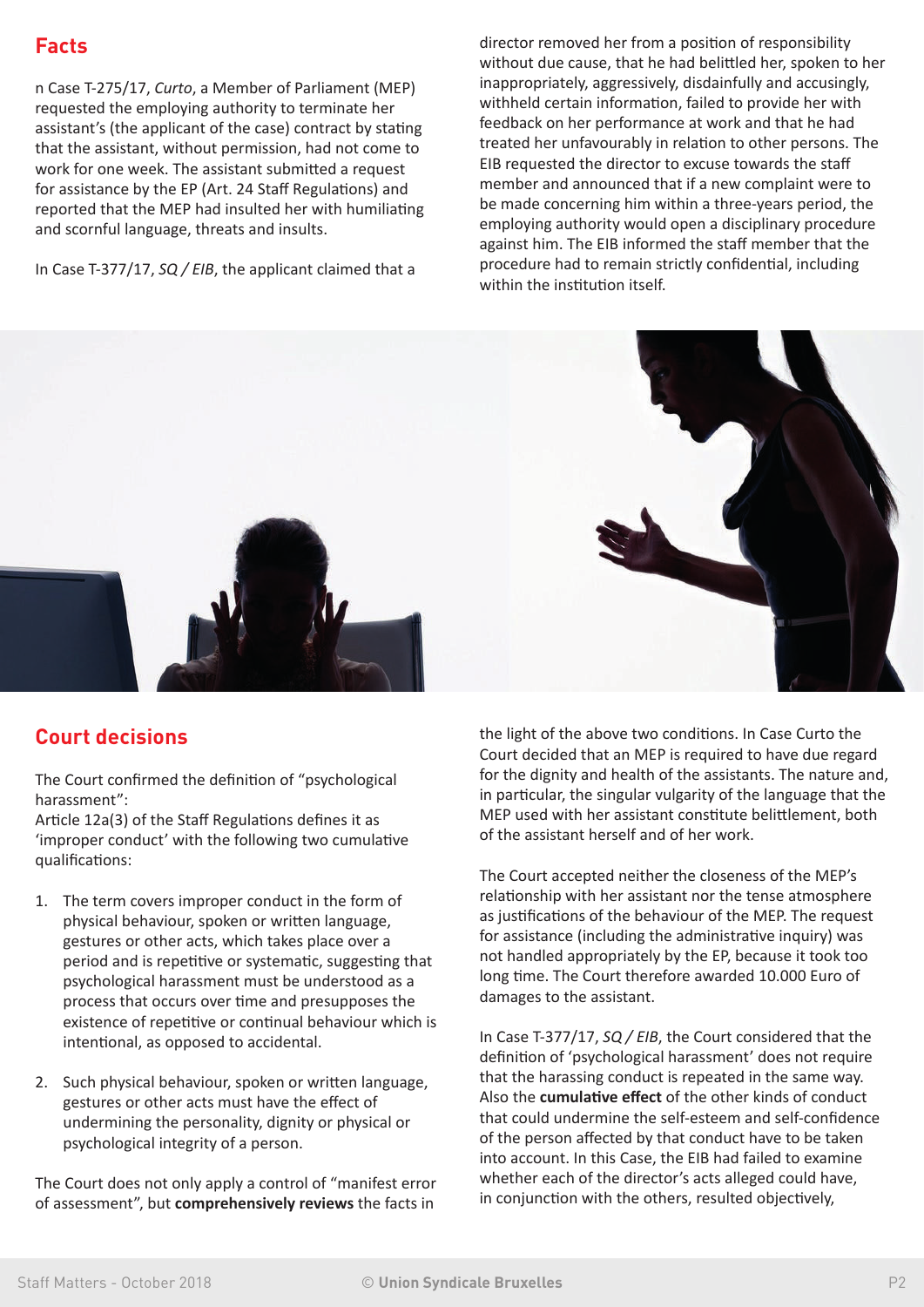## Facts

n Case T-275/17, *Curto*, a Member of Parliament (MEP) requested the employing authority to terminate her assistant's (the applicant of the case) contract by stating that the assistant, without permission, had not come to work for one week. The assistant submitted a request for assistance by the EP (Art. 24 Staff Regulations) and reported that the MEP had insulted her with humiliating and scornful language, threats and insults.

In Case T-377/17, *SQ / EIB*, the applicant claimed that a director removed her from a position of responsibility without due cause, that he had belittled her, spoken to her inappropriately, aggressively, disdainfully and accusingly, withheld certain information, failed to provide her with feedback on her performance at work and that he had treated her unfavourably in relation to other persons. The EIB requested the director to excuse towards the staff member and announced that if a new complaint were to be made concerning him within a three-years period, the employing authority would open a disciplinary procedure against him. The EIB informed the staff member that the procedure had to remain strictly confidential, including within the institution itself.

## Court decisions

The Court confirmed the definition of "psychological harassment":
Article 12a(3) of the Staff Regulations defines it as 'improper conduct' with the following two cumulative qualifications:

1. The term covers improper conduct in the form of physical behaviour, spoken or written language, gestures or other acts, which takes place over a period and is repetitive or systematic, suggesting that psychological harassment must be understood as a process that occurs over time and presupposes the existence of repetitive or continual behaviour which is intentional, as opposed to accidental.
2. Such physical behaviour, spoken or written language, gestures or other acts must have the effect of undermining the personality, dignity or physical or psychological integrity of a person.

The Court does not only apply a control of "manifest error of assessment", but **comprehensively reviews** the facts in the light of the above two conditions. In Case Curto the Court decided that an MEP is required to have due regard for the dignity and health of the assistants. The nature and, in particular, the singular vulgarity of the language that the MEP used with her assistant constitute belittlement, both of the assistant herself and of her work.

The Court accepted neither the closeness of the MEP's relationship with her assistant nor the tense atmosphere as justifications of the behaviour of the MEP. The request for assistance (including the administrative inquiry) was not handled appropriately by the EP, because it took too long time. The Court therefore awarded 10.000 Euro of damages to the assistant.

In Case T-377/17, *SQ / EIB*, the Court considered that the definition of 'psychological harassment' does not require that the harassing conduct is repeated in the same way. Also the **cumulative effect** of the other kinds of conduct that could undermine the self-esteem and self-confidence of the person affected by that conduct have to be taken into account. In this Case, the EIB had failed to examine whether each of the director's acts alleged could have, in conjunction with the others, resulted objectively,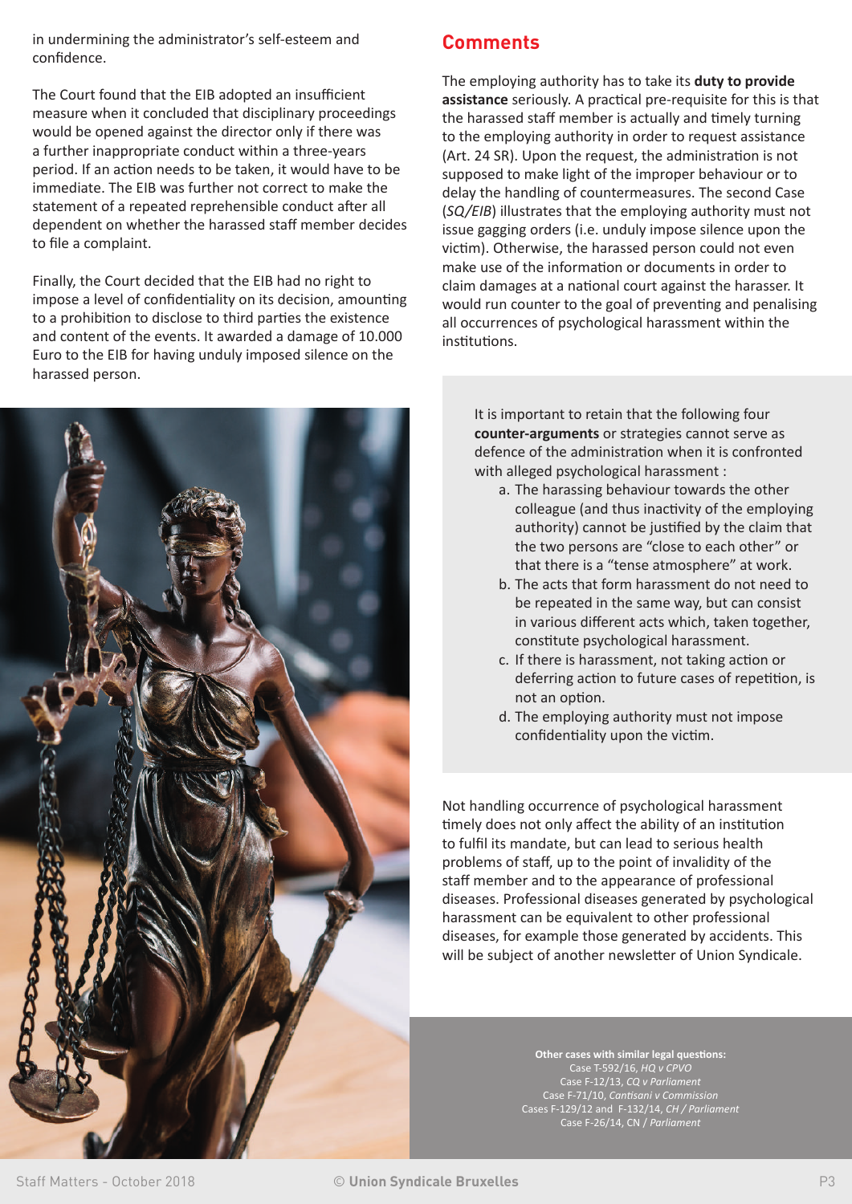in undermining the administrator's self-esteem and confidence.

The Court found that the EIB adopted an insufficient measure when it concluded that disciplinary proceedings would be opened against the director only if there was a further inappropriate conduct within a three-years period. If an action needs to be taken, it would have to be immediate. The EIB was further not correct to make the statement of a repeated reprehensible conduct after all dependent on whether the harassed staff member decides to file a complaint.

Finally, the Court decided that the EIB had no right to impose a level of confidentiality on its decision, amounting to a prohibition to disclose to third parties the existence and content of the events. It awarded a damage of 10.000 Euro to the EIB for having unduly imposed silence on the harassed person.

## Comments

The employing authority has to take its **duty to provide assistance** seriously. A practical pre-requisite for this is that the harassed staff member is actually and timely turning to the employing authority in order to request assistance (Art. 24 SR). Upon the request, the administration is not supposed to make light of the improper behaviour or to delay the handling of countermeasures. The second Case (*SQ/EIB*) illustrates that the employing authority must not issue gagging orders (i.e. unduly impose silence upon the victim). Otherwise, the harassed person could not even make use of the information or documents in order to claim damages at a national court against the harasser. It would run counter to the goal of preventing and penalising all occurrences of psychological harassment within the institutions.

It is important to retain that the following four **counter-arguments** or strategies cannot serve as defence of the administration when it is confronted with alleged psychological harassment :

a. The harassing behaviour towards the other colleague (and thus inactivity of the employing authority) cannot be justified by the claim that the two persons are "close to each other" or that there is a "tense atmosphere" at work.
b. The acts that form harassment do not need to be repeated in the same way, but can consist in various different acts which, taken together, constitute psychological harassment.
c. If there is harassment, not taking action or deferring action to future cases of repetition, is not an option.
d. The employing authority must not impose confidentiality upon the victim.

Not handling occurrence of psychological harassment timely does not only affect the ability of an institution to fulfil its mandate, but can lead to serious health problems of staff, up to the point of invalidity of the staff member and to the appearance of professional diseases. Professional diseases generated by psychological harassment can be equivalent to other professional diseases, for example those generated by accidents. This will be subject of another newsletter of Union Syndicale.

**Other cases with similar legal questions:**
Case T-592/16, *HQ v CPVO*
Case F-12/13, *CQ v Parliament*
Case F-71/10, *Cantisani v Commission*
Cases F-129/12 and F-132/14, *CH / Parliament*
Case F-26/14, CN / *Parliament*